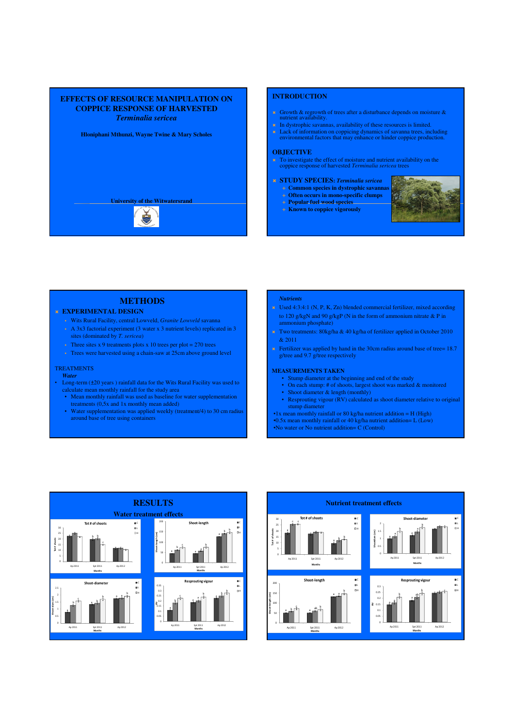# EFFECTS OF RESOURCE MANIPULATION ON COPPICE RESPONSE OF HARVESTED *Terminalia sericea*

**Hloniphani Mthunzi, Wayne Twine & Mary Scholes**

**University of the Witwatersrand**

## INTRODUCTION

- Growth & regrowth of trees after a disturbance depends on moisture & nutrient availability.
- In dystrophic savannas, availability of these resources is limited.
- Lack of information on coppicing dynamics of savanna trees, including environmental factors that may enhance or hinder coppice production.

## OBJECTIVE

- To investigate the effect of moisture and nutrient availability on the coppice response of harvested *Terminalia sericea* trees

## STUDY SPECIES: *Terminalia sericea*

- **Common species in dystrophic savannas**
- **Often occurs in mono-specific clumps**
- **Popular fuel wood species**
- **Known to coppice vigorously**

## METHODS

### EXPERIMENTAL DESIGN

- Wits Rural Facility, central Lowveld, *Granite Lowveld* savanna
- A 3x3 factorial experiment (3 water x 3 nutrient levels) replicated in 3 sites (dominated by *T. sericea*)
- Three sites x 9 treatments plots x 10 trees per plot = 270 trees
- Trees were harvested using a chain-saw at 25cm above ground level

### TREATMENTS

#### *Water*

- Long-term (±20 years ) rainfall data for the Wits Rural Facility was used to calculate mean monthly rainfall for the study area
  - Mean monthly rainfall was used as baseline for water supplementation treatments (0.5x and 1x monthly mean added)
  - Water supplementation was applied weekly (treatment/4) to 30 cm radius around base of tree using containers

#### *Nutrients*

- Used 4:3:4:1 (N, P, K, Zn) blended commercial fertilizer, mixed according to 120 g/kgN and 90 g/kgP (N in the form of ammonium nitrate & P in ammonium phosphate)
- Two treatments: 80kg/ha & 40 kg/ha of fertilizer applied in October 2010 & 2011
- Fertilizer was applied by hand in the 30cm radius around base of tree= 18.7 g/tree and 9.7 g/tree respectively

### MEASUREMENTS TAKEN

- Stump diameter at the beginning and end of the study
- On each stump: # of shoots, largest shoot was marked & monitored
- Shoot diameter & length (monthly)
- Resprouting vigour (RV) calculated as shoot diameter relative to original stump diameter

- 1x mean monthly rainfall or 80 kg/ha nutrient addition = H (High)
- 0.5x mean monthly rainfall or 40 kg/ha nutrient addition= L (Low)
- No water or No nutrient addition= C (Control)

## RESULTS

### Water treatment effects

### Nutrient treatment effects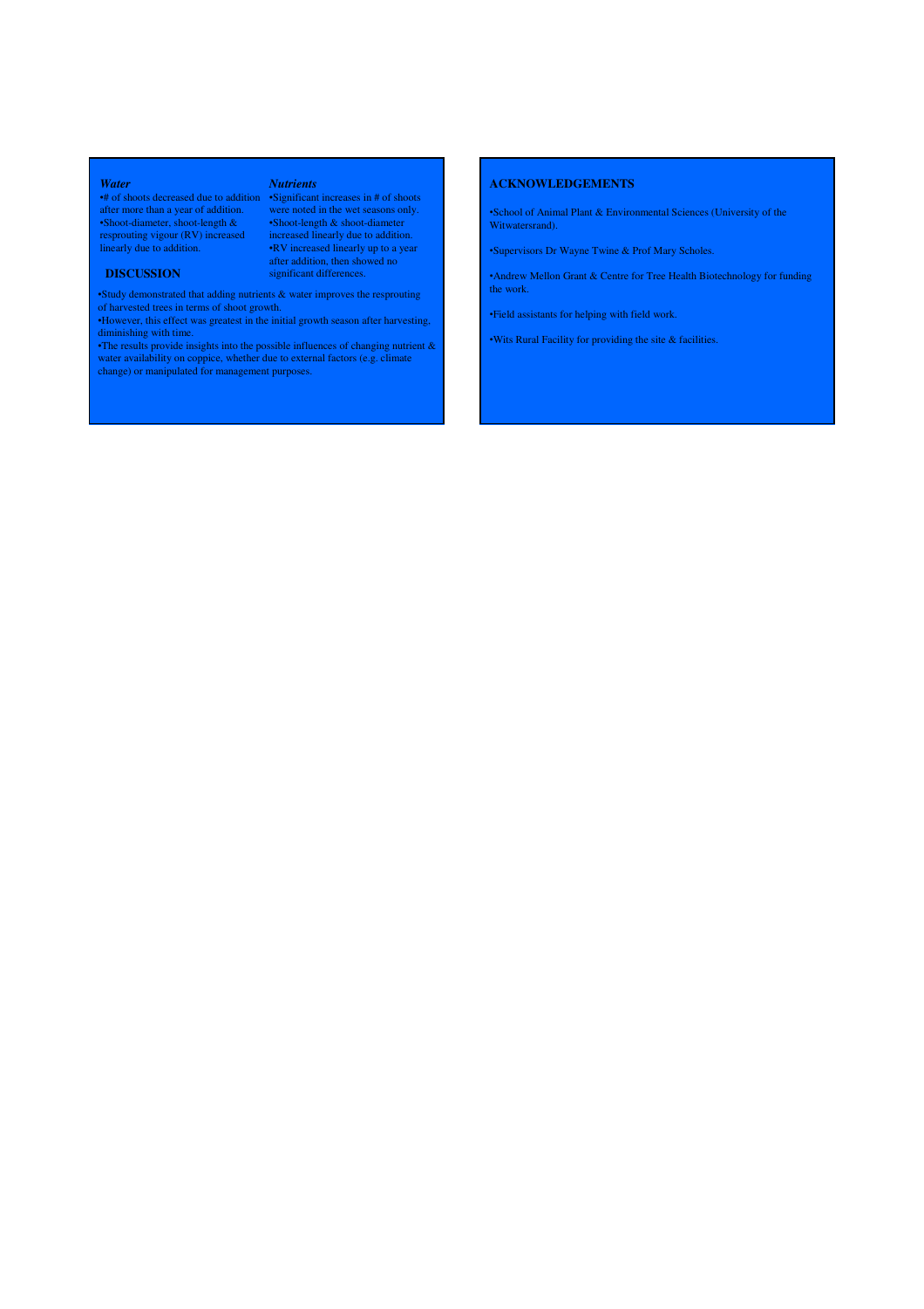### *Water*

- # of shoots decreased due to addition after more than a year of addition.
- Shoot-diameter, shoot-length & resprouting vigour (RV) increased linearly due to addition.

### *Nutrients*

- Significant increases in # of shoots were noted in the wet seasons only.
- Shoot-length & shoot-diameter increased linearly due to addition.
- RV increased linearly up to a year after addition, then showed no significant differences.

## DISCUSSION

- Study demonstrated that adding nutrients & water improves the resprouting of harvested trees in terms of shoot growth.
- However, this effect was greatest in the initial growth season after harvesting, diminishing with time.
- The results provide insights into the possible influences of changing nutrient & water availability on coppice, whether due to external factors (e.g. climate change) or manipulated for management purposes.

## ACKNOWLEDGEMENTS

- School of Animal Plant & Environmental Sciences (University of the Witwatersrand).
- Supervisors Dr Wayne Twine & Prof Mary Scholes.
- Andrew Mellon Grant & Centre for Tree Health Biotechnology for funding the work.
- Field assistants for helping with field work.
- Wits Rural Facility for providing the site & facilities.